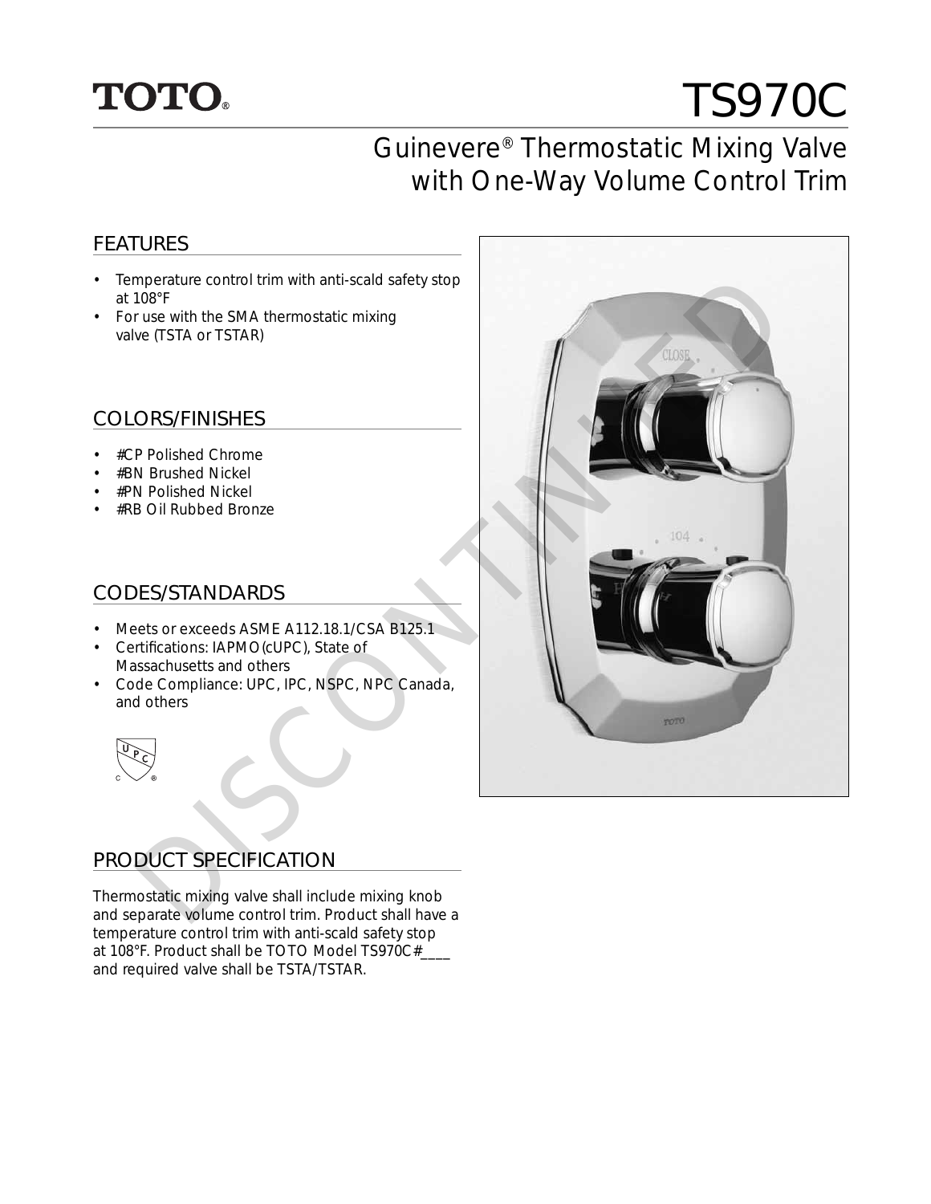TOTO®

# TS970C

## Guinevere® Thermostatic Mixing Valve with One-Way Volume Control Trim

### FEATURES

- Temperature control trim with anti-scald safety stop at 108°F
- For use with the SMA thermostatic mixing valve (TSTA or TSTAR)

### COLORS/FINISHES

- #CP Polished Chrome
- #BN Brushed Nickel
- #PN Polished Nickel
- #RB Oil Rubbed Bronze

### CODES/STANDARDS

- Meets or exceeds ASME A112.18.1/CSA B125.1
- Certifications: IAPMO(cUPC), State of Massachusetts and others
- Code Compliance: UPC, IPC, NSPC, NPC Canada, and others

### PRODUCT SPECIFICATION

Thermostatic mixing valve shall include mixing knob and separate volume control trim. Product shall have a temperature control trim with anti-scald safety stop at 108°F. Product shall be TOTO Model TS970C#____ and required valve shall be TSTA/TSTAR.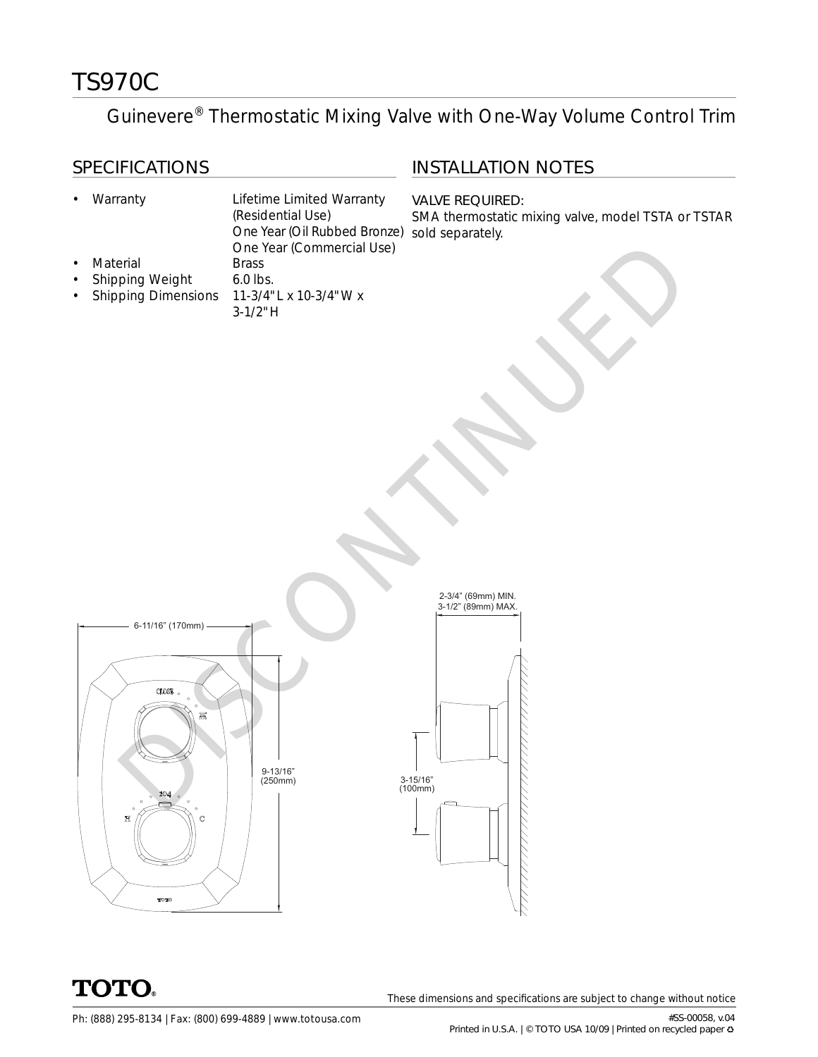# TS970C

## Guinevere® Thermostatic Mixing Valve with One-Way Volume Control Trim

## SPECIFICATIONS

- Warranty: Lifetime Limited Warranty (Residential Use)
  One Year (Oil Rubbed Bronze)
  One Year (Commercial Use)
- Material: Brass
- Shipping Weight: 6.0 lbs.
- Shipping Dimensions: 11-3/4" L x 10-3/4" W x 3-1/2" H

## INSTALLATION NOTES

VALVE REQUIRED:
SMA thermostatic mixing valve, model TSTA or TSTAR sold separately.

DISCONTINUED

6-11/16" (170mm)

9-13/16" (250mm)

2-3/4" (69mm) MIN.
3-1/2" (89mm) MAX.

3-15/16" (100mm)

TOTO®

These dimensions and specifications are subject to change without notice

Ph: (888) 295-8134 | Fax: (800) 699-4889 | www.totousa.com

#SS-00058, v.04
Printed in U.S.A. | © TOTO USA 10/09 | Printed on recycled paper ♻